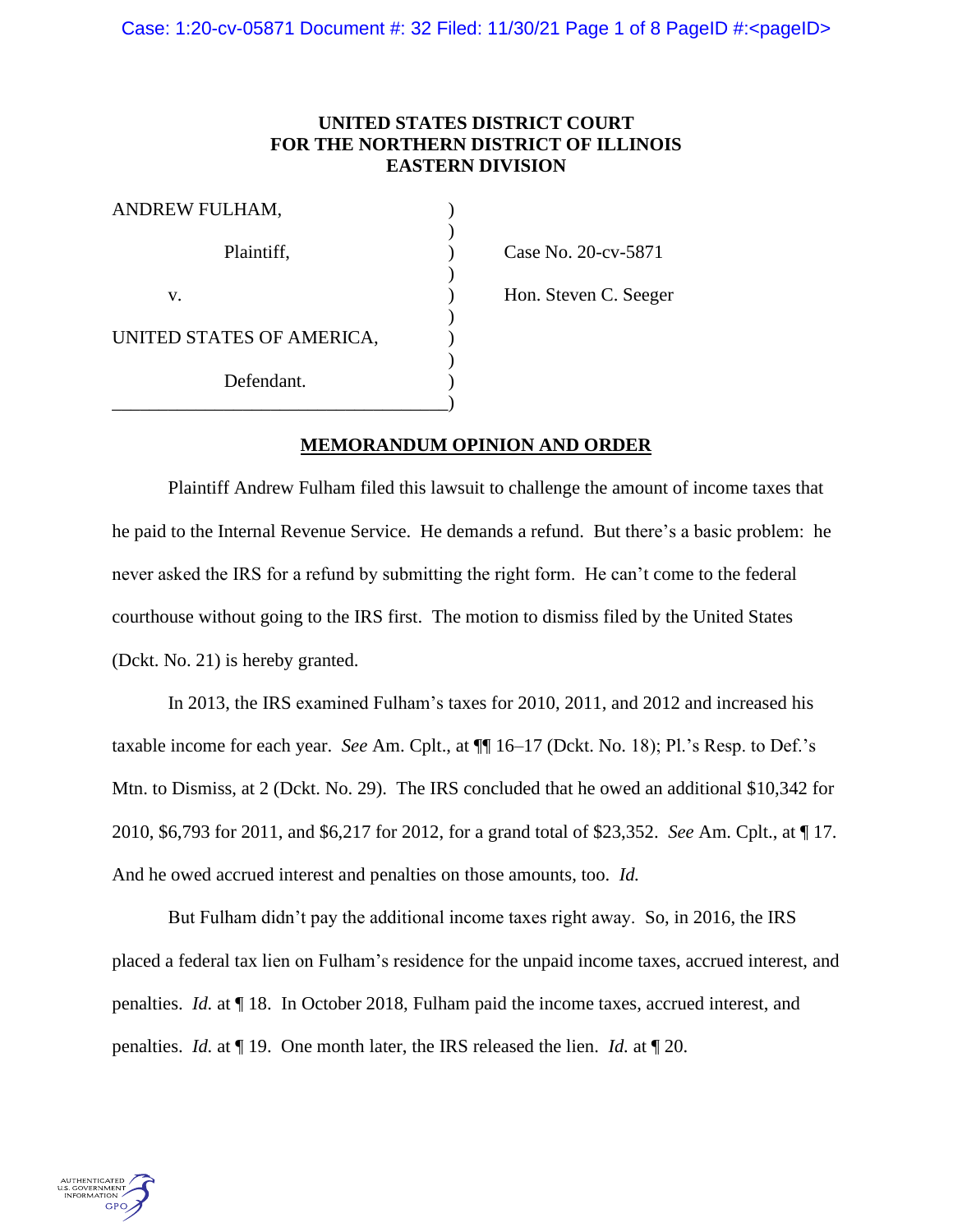**UNITED STATES DISTRICT COURT**
**FOR THE NORTHERN DISTRICT OF ILLINOIS**
**EASTERN DIVISION**

| | | |
|---|---|---|
| ANDREW FULHAM, | ) | |
| Plaintiff, | ) | Case No. 20-cv-5871 |
| v. | ) | Hon. Steven C. Seeger |
| UNITED STATES OF AMERICA, | ) | |
| Defendant. | ) | |

## MEMORANDUM OPINION AND ORDER

Plaintiff Andrew Fulham filed this lawsuit to challenge the amount of income taxes that he paid to the Internal Revenue Service. He demands a refund. But there's a basic problem: he never asked the IRS for a refund by submitting the right form. He can't come to the federal courthouse without going to the IRS first. The motion to dismiss filed by the United States (Dckt. No. 21) is hereby granted.

In 2013, the IRS examined Fulham's taxes for 2010, 2011, and 2012 and increased his taxable income for each year. *See* Am. Cplt., at ¶¶ 16–17 (Dckt. No. 18); Pl.'s Resp. to Def.'s Mtn. to Dismiss, at 2 (Dckt. No. 29). The IRS concluded that he owed an additional $10,342 for 2010, $6,793 for 2011, and $6,217 for 2012, for a grand total of $23,352. *See* Am. Cplt., at ¶ 17. And he owed accrued interest and penalties on those amounts, too. *Id.*

But Fulham didn't pay the additional income taxes right away. So, in 2016, the IRS placed a federal tax lien on Fulham's residence for the unpaid income taxes, accrued interest, and penalties. *Id.* at ¶ 18. In October 2018, Fulham paid the income taxes, accrued interest, and penalties. *Id.* at ¶ 19. One month later, the IRS released the lien. *Id.* at ¶ 20.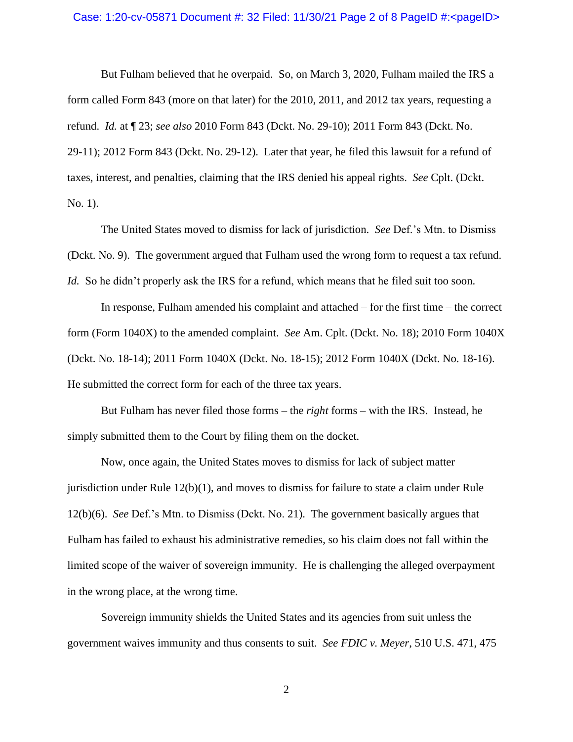But Fulham believed that he overpaid. So, on March 3, 2020, Fulham mailed the IRS a form called Form 843 (more on that later) for the 2010, 2011, and 2012 tax years, requesting a refund. *Id.* at ¶ 23; *see also* 2010 Form 843 (Dckt. No. 29-10); 2011 Form 843 (Dckt. No. 29-11); 2012 Form 843 (Dckt. No. 29-12). Later that year, he filed this lawsuit for a refund of taxes, interest, and penalties, claiming that the IRS denied his appeal rights. *See* Cplt. (Dckt. No. 1).

The United States moved to dismiss for lack of jurisdiction. *See* Def.'s Mtn. to Dismiss (Dckt. No. 9). The government argued that Fulham used the wrong form to request a tax refund. *Id.* So he didn't properly ask the IRS for a refund, which means that he filed suit too soon.

In response, Fulham amended his complaint and attached – for the first time – the correct form (Form 1040X) to the amended complaint. *See* Am. Cplt. (Dckt. No. 18); 2010 Form 1040X (Dckt. No. 18-14); 2011 Form 1040X (Dckt. No. 18-15); 2012 Form 1040X (Dckt. No. 18-16). He submitted the correct form for each of the three tax years.

But Fulham has never filed those forms – the *right* forms – with the IRS. Instead, he simply submitted them to the Court by filing them on the docket.

Now, once again, the United States moves to dismiss for lack of subject matter jurisdiction under Rule 12(b)(1), and moves to dismiss for failure to state a claim under Rule 12(b)(6). *See* Def.'s Mtn. to Dismiss (Dckt. No. 21). The government basically argues that Fulham has failed to exhaust his administrative remedies, so his claim does not fall within the limited scope of the waiver of sovereign immunity. He is challenging the alleged overpayment in the wrong place, at the wrong time.

Sovereign immunity shields the United States and its agencies from suit unless the government waives immunity and thus consents to suit. *See FDIC v. Meyer*, 510 U.S. 471, 475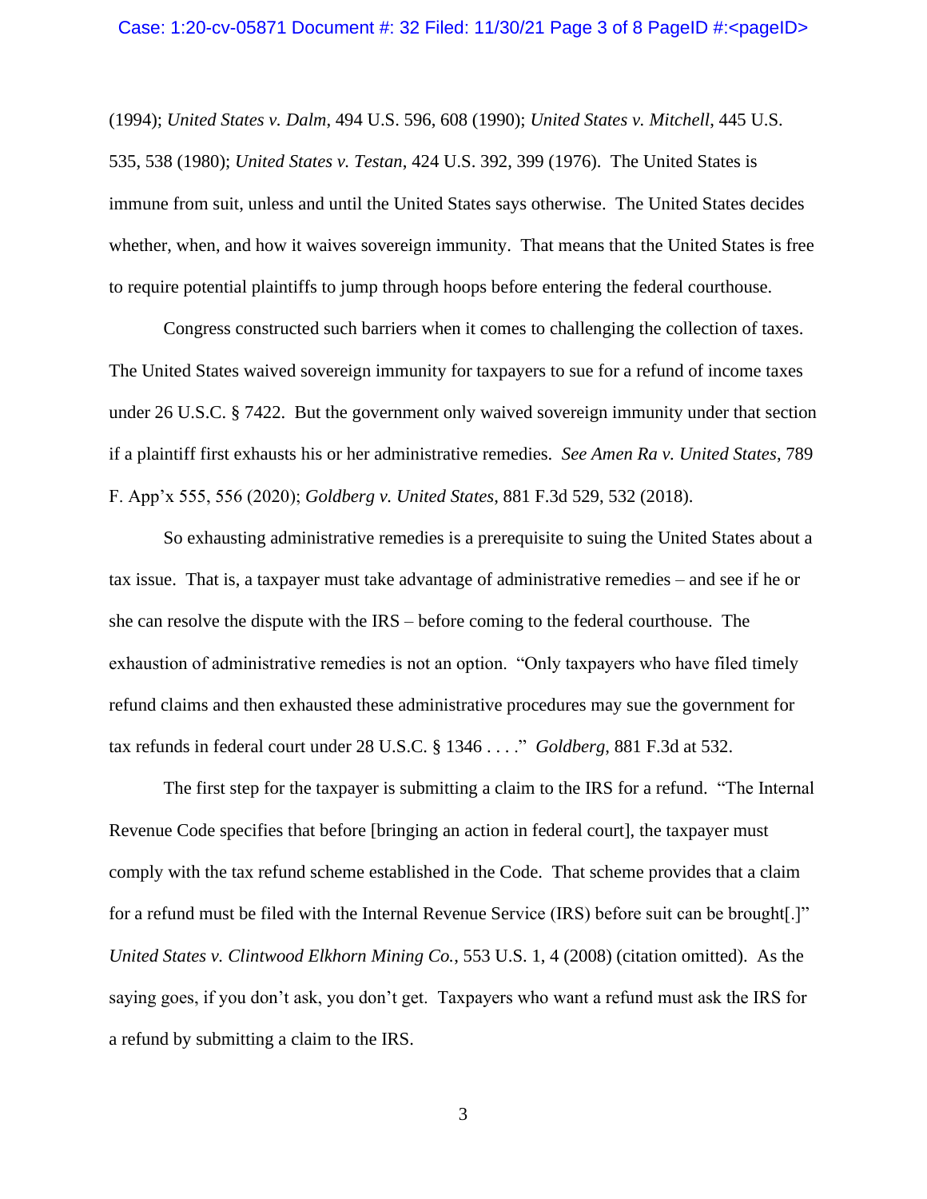(1994); *United States v. Dalm*, 494 U.S. 596, 608 (1990); *United States v. Mitchell*, 445 U.S. 535, 538 (1980); *United States v. Testan*, 424 U.S. 392, 399 (1976). The United States is immune from suit, unless and until the United States says otherwise. The United States decides whether, when, and how it waives sovereign immunity. That means that the United States is free to require potential plaintiffs to jump through hoops before entering the federal courthouse.

Congress constructed such barriers when it comes to challenging the collection of taxes. The United States waived sovereign immunity for taxpayers to sue for a refund of income taxes under 26 U.S.C. § 7422. But the government only waived sovereign immunity under that section if a plaintiff first exhausts his or her administrative remedies. *See Amen Ra v. United States*, 789 F. App'x 555, 556 (2020); *Goldberg v. United States*, 881 F.3d 529, 532 (2018).

So exhausting administrative remedies is a prerequisite to suing the United States about a tax issue. That is, a taxpayer must take advantage of administrative remedies – and see if he or she can resolve the dispute with the IRS – before coming to the federal courthouse. The exhaustion of administrative remedies is not an option. "Only taxpayers who have filed timely refund claims and then exhausted these administrative procedures may sue the government for tax refunds in federal court under 28 U.S.C. § 1346 . . . ." *Goldberg*, 881 F.3d at 532.

The first step for the taxpayer is submitting a claim to the IRS for a refund. "The Internal Revenue Code specifies that before [bringing an action in federal court], the taxpayer must comply with the tax refund scheme established in the Code. That scheme provides that a claim for a refund must be filed with the Internal Revenue Service (IRS) before suit can be brought[.]" *United States v. Clintwood Elkhorn Mining Co.*, 553 U.S. 1, 4 (2008) (citation omitted). As the saying goes, if you don't ask, you don't get. Taxpayers who want a refund must ask the IRS for a refund by submitting a claim to the IRS.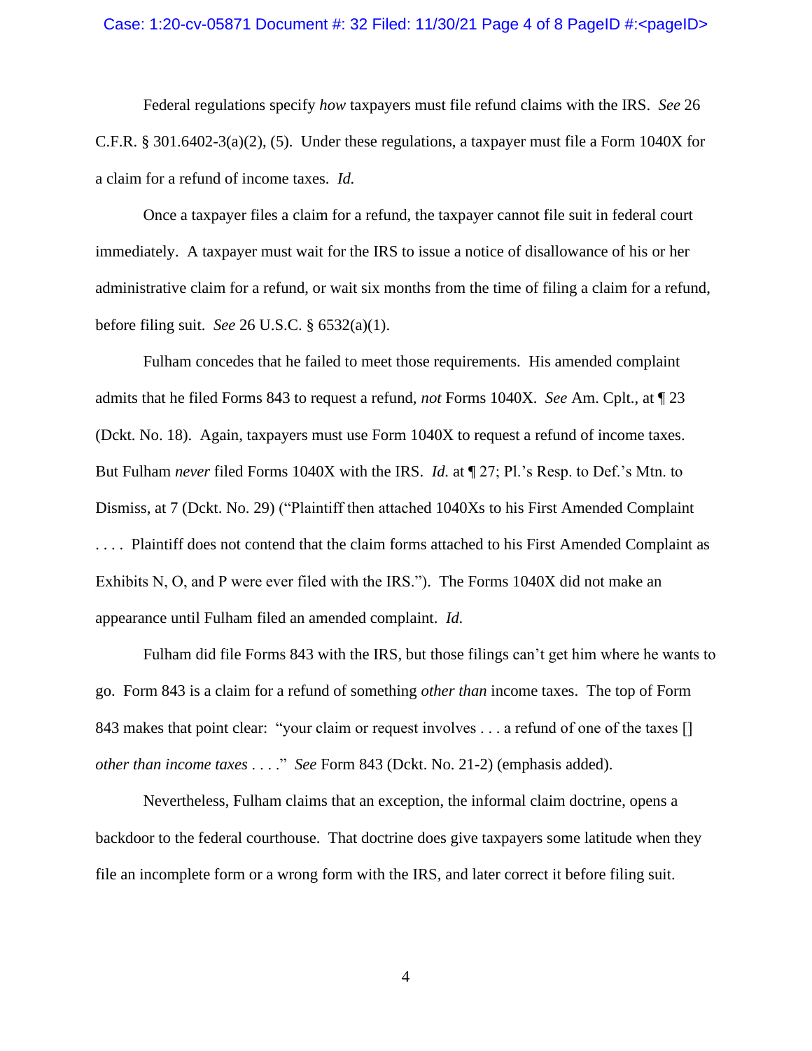Federal regulations specify *how* taxpayers must file refund claims with the IRS. *See* 26 C.F.R. § 301.6402-3(a)(2), (5). Under these regulations, a taxpayer must file a Form 1040X for a claim for a refund of income taxes. *Id.*

Once a taxpayer files a claim for a refund, the taxpayer cannot file suit in federal court immediately. A taxpayer must wait for the IRS to issue a notice of disallowance of his or her administrative claim for a refund, or wait six months from the time of filing a claim for a refund, before filing suit. *See* 26 U.S.C. § 6532(a)(1).

Fulham concedes that he failed to meet those requirements. His amended complaint admits that he filed Forms 843 to request a refund, *not* Forms 1040X. *See* Am. Cplt., at ¶ 23 (Dckt. No. 18). Again, taxpayers must use Form 1040X to request a refund of income taxes. But Fulham *never* filed Forms 1040X with the IRS. *Id.* at ¶ 27; Pl.'s Resp. to Def.'s Mtn. to Dismiss, at 7 (Dckt. No. 29) ("Plaintiff then attached 1040Xs to his First Amended Complaint . . . . Plaintiff does not contend that the claim forms attached to his First Amended Complaint as Exhibits N, O, and P were ever filed with the IRS."). The Forms 1040X did not make an appearance until Fulham filed an amended complaint. *Id.*

Fulham did file Forms 843 with the IRS, but those filings can't get him where he wants to go. Form 843 is a claim for a refund of something *other than* income taxes. The top of Form 843 makes that point clear: "your claim or request involves . . . a refund of one of the taxes [] *other than income taxes* . . . ." *See* Form 843 (Dckt. No. 21-2) (emphasis added).

Nevertheless, Fulham claims that an exception, the informal claim doctrine, opens a backdoor to the federal courthouse. That doctrine does give taxpayers some latitude when they file an incomplete form or a wrong form with the IRS, and later correct it before filing suit.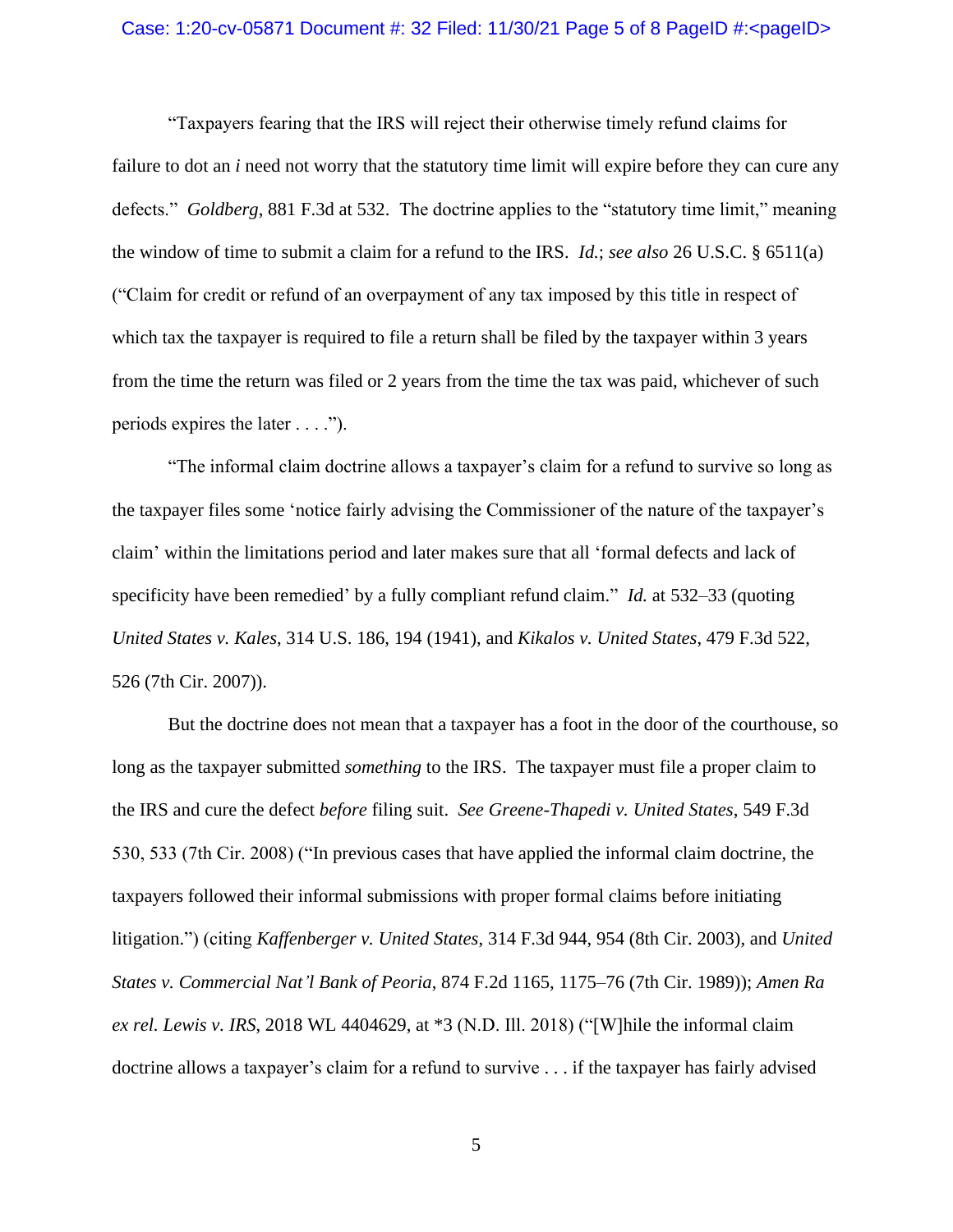"Taxpayers fearing that the IRS will reject their otherwise timely refund claims for failure to dot an *i* need not worry that the statutory time limit will expire before they can cure any defects." *Goldberg*, 881 F.3d at 532. The doctrine applies to the "statutory time limit," meaning the window of time to submit a claim for a refund to the IRS. *Id.*; *see also* 26 U.S.C. § 6511(a) ("Claim for credit or refund of an overpayment of any tax imposed by this title in respect of which tax the taxpayer is required to file a return shall be filed by the taxpayer within 3 years from the time the return was filed or 2 years from the time the tax was paid, whichever of such periods expires the later . . . .").

"The informal claim doctrine allows a taxpayer's claim for a refund to survive so long as the taxpayer files some 'notice fairly advising the Commissioner of the nature of the taxpayer's claim' within the limitations period and later makes sure that all 'formal defects and lack of specificity have been remedied' by a fully compliant refund claim." *Id.* at 532–33 (quoting *United States v. Kales*, 314 U.S. 186, 194 (1941), and *Kikalos v. United States*, 479 F.3d 522, 526 (7th Cir. 2007)).

But the doctrine does not mean that a taxpayer has a foot in the door of the courthouse, so long as the taxpayer submitted *something* to the IRS. The taxpayer must file a proper claim to the IRS and cure the defect *before* filing suit. *See Greene-Thapedi v. United States*, 549 F.3d 530, 533 (7th Cir. 2008) ("In previous cases that have applied the informal claim doctrine, the taxpayers followed their informal submissions with proper formal claims before initiating litigation.") (citing *Kaffenberger v. United States*, 314 F.3d 944, 954 (8th Cir. 2003), and *United States v. Commercial Nat'l Bank of Peoria*, 874 F.2d 1165, 1175–76 (7th Cir. 1989)); *Amen Ra ex rel. Lewis v. IRS*, 2018 WL 4404629, at *3 (N.D. Ill. 2018) ("[W]hile the informal claim doctrine allows a taxpayer's claim for a refund to survive . . . if the taxpayer has fairly advised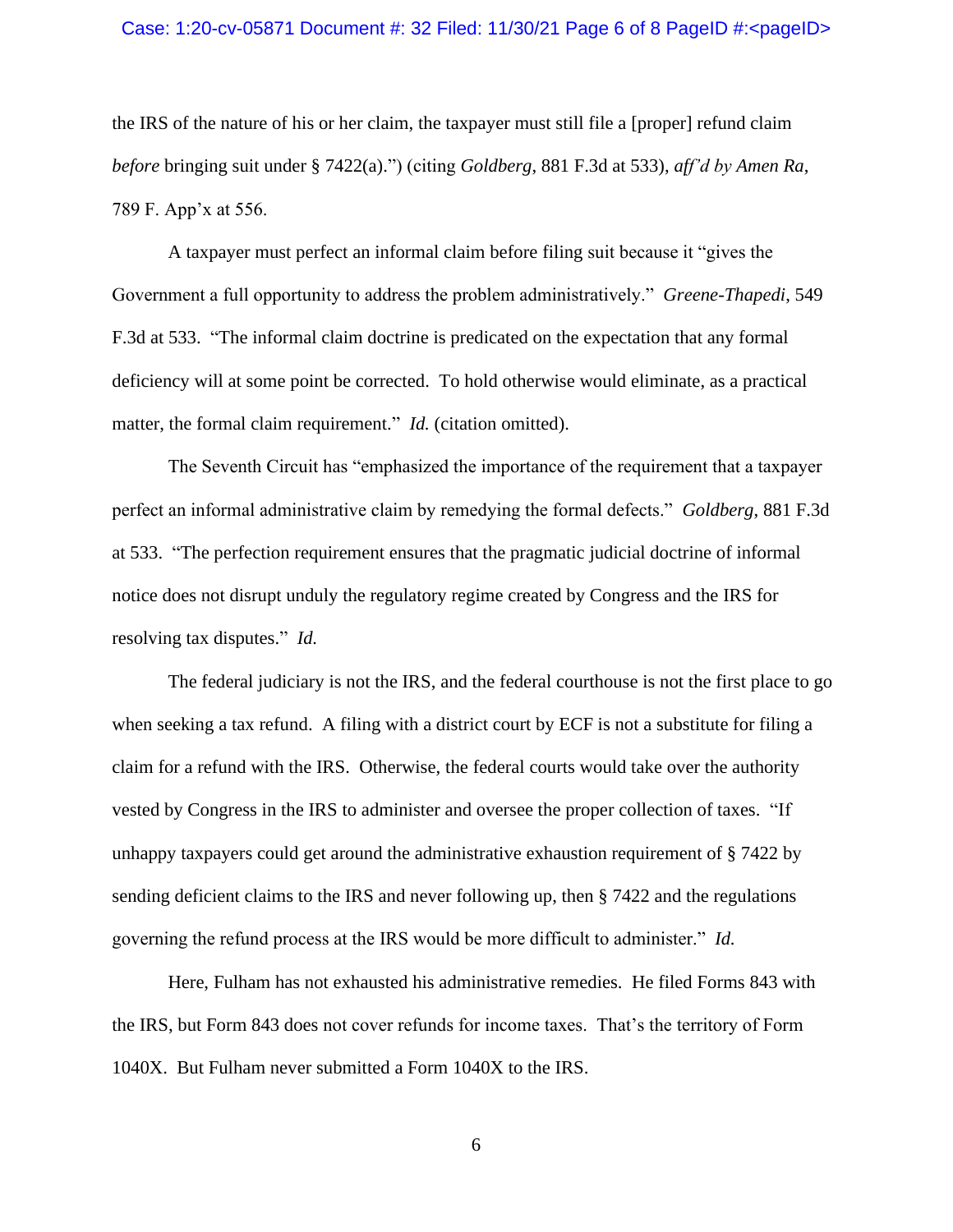the IRS of the nature of his or her claim, the taxpayer must still file a [proper] refund claim *before* bringing suit under § 7422(a).") (citing *Goldberg*, 881 F.3d at 533), *aff'd by Amen Ra*, 789 F. App'x at 556.

A taxpayer must perfect an informal claim before filing suit because it "gives the Government a full opportunity to address the problem administratively." *Greene-Thapedi*, 549 F.3d at 533. "The informal claim doctrine is predicated on the expectation that any formal deficiency will at some point be corrected. To hold otherwise would eliminate, as a practical matter, the formal claim requirement." *Id.* (citation omitted).

The Seventh Circuit has "emphasized the importance of the requirement that a taxpayer perfect an informal administrative claim by remedying the formal defects." *Goldberg*, 881 F.3d at 533. "The perfection requirement ensures that the pragmatic judicial doctrine of informal notice does not disrupt unduly the regulatory regime created by Congress and the IRS for resolving tax disputes." *Id.*

The federal judiciary is not the IRS, and the federal courthouse is not the first place to go when seeking a tax refund. A filing with a district court by ECF is not a substitute for filing a claim for a refund with the IRS. Otherwise, the federal courts would take over the authority vested by Congress in the IRS to administer and oversee the proper collection of taxes. "If unhappy taxpayers could get around the administrative exhaustion requirement of § 7422 by sending deficient claims to the IRS and never following up, then § 7422 and the regulations governing the refund process at the IRS would be more difficult to administer." *Id.*

Here, Fulham has not exhausted his administrative remedies. He filed Forms 843 with the IRS, but Form 843 does not cover refunds for income taxes. That's the territory of Form 1040X. But Fulham never submitted a Form 1040X to the IRS.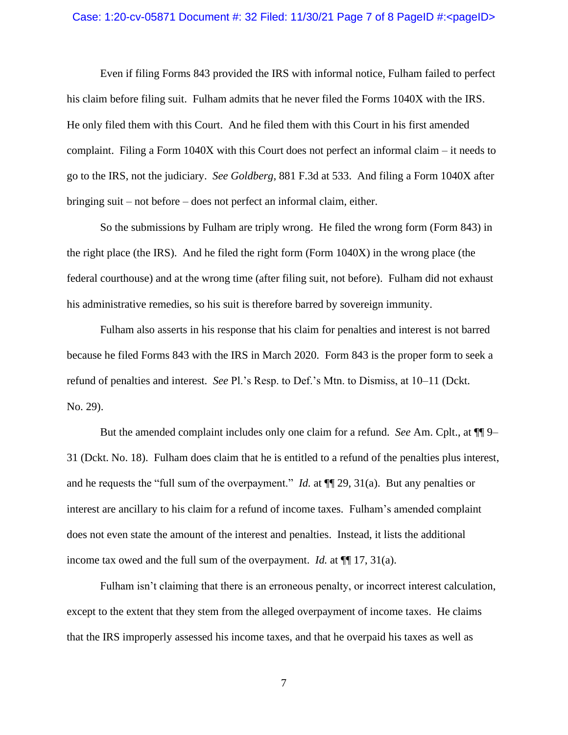Even if filing Forms 843 provided the IRS with informal notice, Fulham failed to perfect his claim before filing suit. Fulham admits that he never filed the Forms 1040X with the IRS. He only filed them with this Court. And he filed them with this Court in his first amended complaint. Filing a Form 1040X with this Court does not perfect an informal claim – it needs to go to the IRS, not the judiciary. *See Goldberg*, 881 F.3d at 533. And filing a Form 1040X after bringing suit – not before – does not perfect an informal claim, either.

So the submissions by Fulham are triply wrong. He filed the wrong form (Form 843) in the right place (the IRS). And he filed the right form (Form 1040X) in the wrong place (the federal courthouse) and at the wrong time (after filing suit, not before). Fulham did not exhaust his administrative remedies, so his suit is therefore barred by sovereign immunity.

Fulham also asserts in his response that his claim for penalties and interest is not barred because he filed Forms 843 with the IRS in March 2020. Form 843 is the proper form to seek a refund of penalties and interest. *See* Pl.'s Resp. to Def.'s Mtn. to Dismiss, at 10–11 (Dckt. No. 29).

But the amended complaint includes only one claim for a refund. *See* Am. Cplt., at ¶¶ 9–31 (Dckt. No. 18). Fulham does claim that he is entitled to a refund of the penalties plus interest, and he requests the "full sum of the overpayment." *Id.* at ¶¶ 29, 31(a). But any penalties or interest are ancillary to his claim for a refund of income taxes. Fulham's amended complaint does not even state the amount of the interest and penalties. Instead, it lists the additional income tax owed and the full sum of the overpayment. *Id.* at ¶¶ 17, 31(a).

Fulham isn't claiming that there is an erroneous penalty, or incorrect interest calculation, except to the extent that they stem from the alleged overpayment of income taxes. He claims that the IRS improperly assessed his income taxes, and that he overpaid his taxes as well as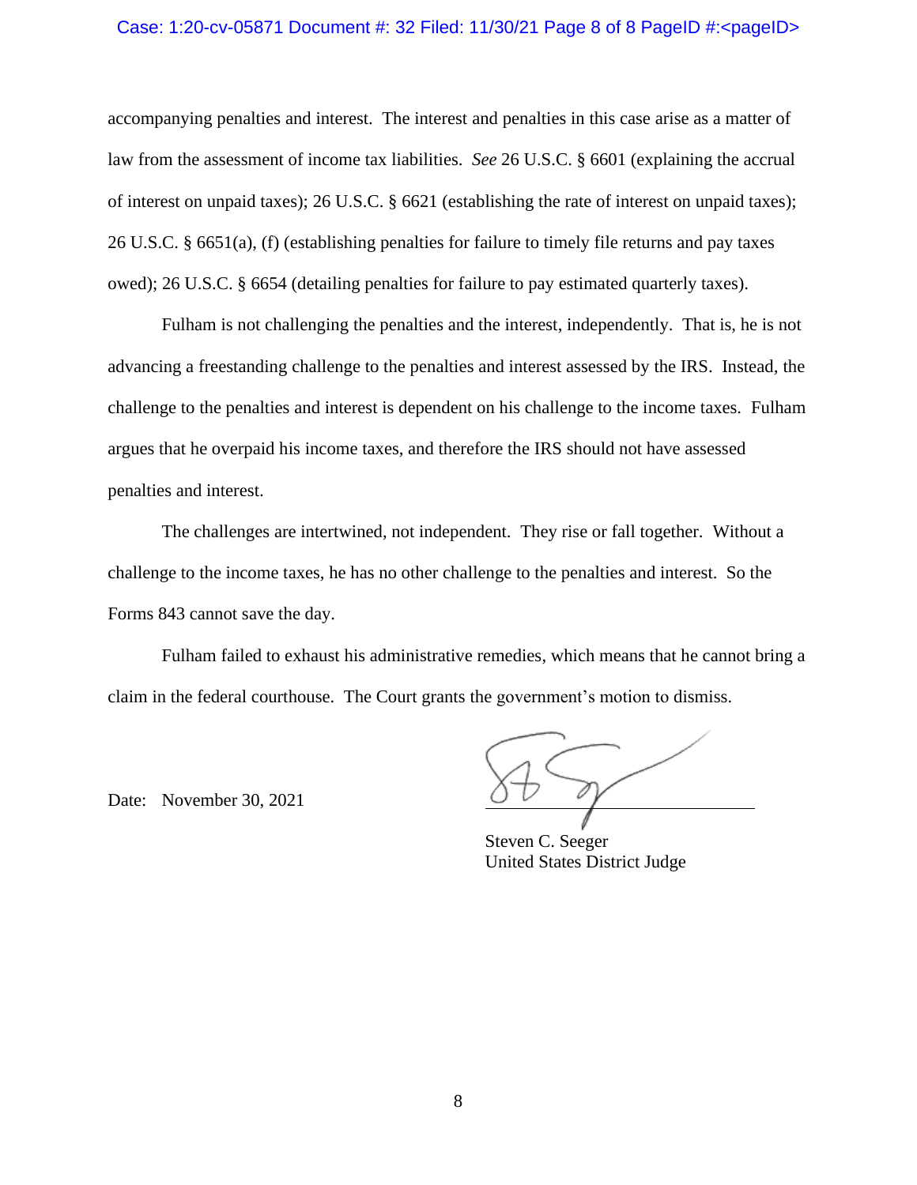accompanying penalties and interest. The interest and penalties in this case arise as a matter of law from the assessment of income tax liabilities. *See* 26 U.S.C. § 6601 (explaining the accrual of interest on unpaid taxes); 26 U.S.C. § 6621 (establishing the rate of interest on unpaid taxes); 26 U.S.C. § 6651(a), (f) (establishing penalties for failure to timely file returns and pay taxes owed); 26 U.S.C. § 6654 (detailing penalties for failure to pay estimated quarterly taxes).

Fulham is not challenging the penalties and the interest, independently. That is, he is not advancing a freestanding challenge to the penalties and interest assessed by the IRS. Instead, the challenge to the penalties and interest is dependent on his challenge to the income taxes. Fulham argues that he overpaid his income taxes, and therefore the IRS should not have assessed penalties and interest.

The challenges are intertwined, not independent. They rise or fall together. Without a challenge to the income taxes, he has no other challenge to the penalties and interest. So the Forms 843 cannot save the day.

Fulham failed to exhaust his administrative remedies, which means that he cannot bring a claim in the federal courthouse. The Court grants the government's motion to dismiss.

Date: November 30, 2021

Steven C. Seeger
United States District Judge